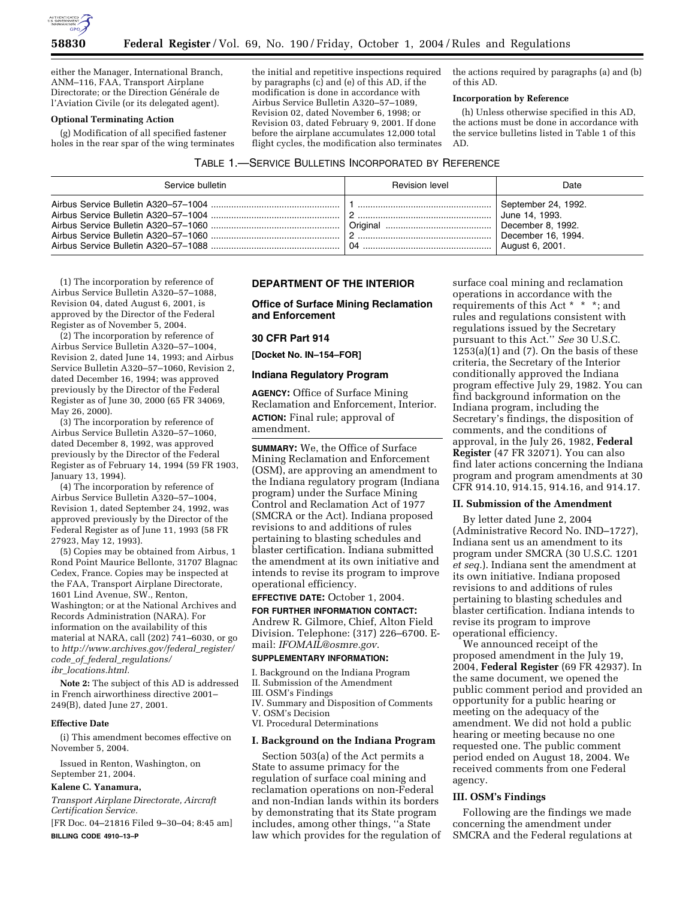either the Manager, International Branch, ANM–116, FAA, Transport Airplane Directorate; or the Direction Générale de l'Aviation Civile (or its delegated agent).

**Optional Terminating Action**

(g) Modification of all specified fastener holes in the rear spar of the wing terminates the initial and repetitive inspections required by paragraphs (c) and (e) of this AD, if the modification is done in accordance with Airbus Service Bulletin A320–57–1089, Revision 02, dated November 6, 1998; or Revision 03, dated February 9, 2001. If done before the airplane accumulates 12,000 total flight cycles, the modification also terminates the actions required by paragraphs (a) and (b) of this AD.

**Incorporation by Reference**

(h) Unless otherwise specified in this AD, the actions must be done in accordance with the service bulletins listed in Table 1 of this AD.

TABLE 1.—SERVICE BULLETINS INCORPORATED BY REFERENCE

| Service bulletin | Revision level | Date |
| --- | --- | --- |
| Airbus Service Bulletin A320–57–1004 | 1 | September 24, 1992. |
| Airbus Service Bulletin A320–57–1004 | 2 | June 14, 1993. |
| Airbus Service Bulletin A320–57–1060 | Original | December 8, 1992. |
| Airbus Service Bulletin A320–57–1060 | 2 | December 16, 1994. |
| Airbus Service Bulletin A320–57–1088 | 04 | August 6, 2001. |

(1) The incorporation by reference of Airbus Service Bulletin A320–57–1088, Revision 04, dated August 6, 2001, is approved by the Director of the Federal Register as of November 5, 2004.

(2) The incorporation by reference of Airbus Service Bulletin A320–57–1004, Revision 2, dated June 14, 1993; and Airbus Service Bulletin A320–57–1060, Revision 2, dated December 16, 1994; was approved previously by the Director of the Federal Register as of June 30, 2000 (65 FR 34069, May 26, 2000).

(3) The incorporation by reference of Airbus Service Bulletin A320–57–1060, dated December 8, 1992, was approved previously by the Director of the Federal Register as of February 14, 1994 (59 FR 1903, January 13, 1994).

(4) The incorporation by reference of Airbus Service Bulletin A320–57–1004, Revision 1, dated September 24, 1992, was approved previously by the Director of the Federal Register as of June 11, 1993 (58 FR 27923, May 12, 1993).

(5) Copies may be obtained from Airbus, 1 Rond Point Maurice Bellonte, 31707 Blagnac Cedex, France. Copies may be inspected at the FAA, Transport Airplane Directorate, 1601 Lind Avenue, SW., Renton, Washington; or at the National Archives and Records Administration (NARA). For information on the availability of this material at NARA, call (202) 741–6030, or go to *http://www.archives.gov/federal_register/code_of_federal_regulations/ibr_locations.html.*

**Note 2:** The subject of this AD is addressed in French airworthiness directive 2001–249(B), dated June 27, 2001.

**Effective Date**

(i) This amendment becomes effective on November 5, 2004.

Issued in Renton, Washington, on September 21, 2004.

**Kalene C. Yanamura,**

*Transport Airplane Directorate, Aircraft Certification Service.*

[FR Doc. 04–21816 Filed 9–30–04; 8:45 am]

**BILLING CODE 4910–13–P**

## DEPARTMENT OF THE INTERIOR

### Office of Surface Mining Reclamation and Enforcement

### 30 CFR Part 914

**[Docket No. IN–154–FOR]**

### Indiana Regulatory Program

**AGENCY:** Office of Surface Mining Reclamation and Enforcement, Interior.

**ACTION:** Final rule; approval of amendment.

**SUMMARY:** We, the Office of Surface Mining Reclamation and Enforcement (OSM), are approving an amendment to the Indiana regulatory program (Indiana program) under the Surface Mining Control and Reclamation Act of 1977 (SMCRA or the Act). Indiana proposed revisions to and additions of rules pertaining to blasting schedules and blaster certification. Indiana submitted the amendment at its own initiative and intends to revise its program to improve operational efficiency.

**EFFECTIVE DATE:** October 1, 2004.

**FOR FURTHER INFORMATION CONTACT:** Andrew R. Gilmore, Chief, Alton Field Division. Telephone: (317) 226–6700. E-mail: *IFOMAIL@osmre.gov*.

**SUPPLEMENTARY INFORMATION:**

I. Background on the Indiana Program
II. Submission of the Amendment
III. OSM's Findings
IV. Summary and Disposition of Comments
V. OSM's Decision
VI. Procedural Determinations

**I. Background on the Indiana Program**

Section 503(a) of the Act permits a State to assume primacy for the regulation of surface coal mining and reclamation operations on non-Federal and non-Indian lands within its borders by demonstrating that its State program includes, among other things, "a State law which provides for the regulation of surface coal mining and reclamation operations in accordance with the requirements of this Act * * *; and rules and regulations consistent with regulations issued by the Secretary pursuant to this Act." *See* 30 U.S.C. 1253(a)(1) and (7). On the basis of these criteria, the Secretary of the Interior conditionally approved the Indiana program effective July 29, 1982. You can find background information on the Indiana program, including the Secretary's findings, the disposition of comments, and the conditions of approval, in the July 26, 1982, **Federal Register** (47 FR 32071). You can also find later actions concerning the Indiana program and program amendments at 30 CFR 914.10, 914.15, 914.16, and 914.17.

**II. Submission of the Amendment**

By letter dated June 2, 2004 (Administrative Record No. IND–1727), Indiana sent us an amendment to its program under SMCRA (30 U.S.C. 1201 *et seq.*). Indiana sent the amendment at its own initiative. Indiana proposed revisions to and additions of rules pertaining to blasting schedules and blaster certification. Indiana intends to revise its program to improve operational efficiency.

We announced receipt of the proposed amendment in the July 19, 2004, **Federal Register** (69 FR 42937). In the same document, we opened the public comment period and provided an opportunity for a public hearing or meeting on the adequacy of the amendment. We did not hold a public hearing or meeting because no one requested one. The public comment period ended on August 18, 2004. We received comments from one Federal agency.

**III. OSM's Findings**

Following are the findings we made concerning the amendment under SMCRA and the Federal regulations at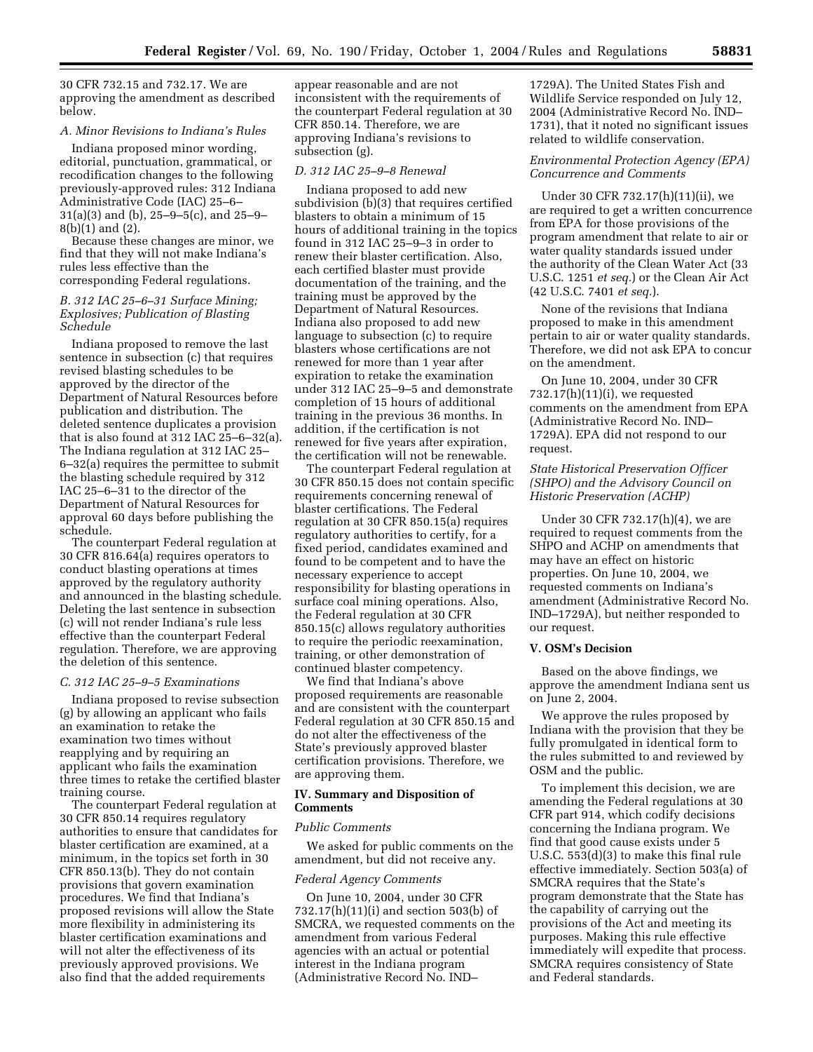30 CFR 732.15 and 732.17. We are approving the amendment as described below.

*A. Minor Revisions to Indiana's Rules*

Indiana proposed minor wording, editorial, punctuation, grammatical, or recodification changes to the following previously-approved rules: 312 Indiana Administrative Code (IAC) 25–6–31(a)(3) and (b), 25–9–5(c), and 25–9–8(b)(1) and (2).

Because these changes are minor, we find that they will not make Indiana's rules less effective than the corresponding Federal regulations.

*B. 312 IAC 25–6–31 Surface Mining; Explosives; Publication of Blasting Schedule*

Indiana proposed to remove the last sentence in subsection (c) that requires revised blasting schedules to be approved by the director of the Department of Natural Resources before publication and distribution. The deleted sentence duplicates a provision that is also found at 312 IAC 25–6–32(a). The Indiana regulation at 312 IAC 25–6–32(a) requires the permittee to submit the blasting schedule required by 312 IAC 25–6–31 to the director of the Department of Natural Resources for approval 60 days before publishing the schedule.

The counterpart Federal regulation at 30 CFR 816.64(a) requires operators to conduct blasting operations at times approved by the regulatory authority and announced in the blasting schedule. Deleting the last sentence in subsection (c) will not render Indiana's rule less effective than the counterpart Federal regulation. Therefore, we are approving the deletion of this sentence.

*C. 312 IAC 25–9–5 Examinations*

Indiana proposed to revise subsection (g) by allowing an applicant who fails an examination to retake the examination two times without reapplying and by requiring an applicant who fails the examination three times to retake the certified blaster training course.

The counterpart Federal regulation at 30 CFR 850.14 requires regulatory authorities to ensure that candidates for blaster certification are examined, at a minimum, in the topics set forth in 30 CFR 850.13(b). They do not contain provisions that govern examination procedures. We find that Indiana's proposed revisions will allow the State more flexibility in administering its blaster certification examinations and will not alter the effectiveness of its previously approved provisions. We also find that the added requirements appear reasonable and are not inconsistent with the requirements of the counterpart Federal regulation at 30 CFR 850.14. Therefore, we are approving Indiana's revisions to subsection (g).

*D. 312 IAC 25–9–8 Renewal*

Indiana proposed to add new subdivision (b)(3) that requires certified blasters to obtain a minimum of 15 hours of additional training in the topics found in 312 IAC 25–9–3 in order to renew their blaster certification. Also, each certified blaster must provide documentation of the training, and the training must be approved by the Department of Natural Resources. Indiana also proposed to add new language to subsection (c) to require blasters whose certifications are not renewed for more than 1 year after expiration to retake the examination under 312 IAC 25–9–5 and demonstrate completion of 15 hours of additional training in the previous 36 months. In addition, if the certification is not renewed for five years after expiration, the certification will not be renewable.

The counterpart Federal regulation at 30 CFR 850.15 does not contain specific requirements concerning renewal of blaster certifications. The Federal regulation at 30 CFR 850.15(a) requires regulatory authorities to certify, for a fixed period, candidates examined and found to be competent and to have the necessary experience to accept responsibility for blasting operations in surface coal mining operations. Also, the Federal regulation at 30 CFR 850.15(c) allows regulatory authorities to require the periodic reexamination, training, or other demonstration of continued blaster competency.

We find that Indiana's above proposed requirements are reasonable and are consistent with the counterpart Federal regulation at 30 CFR 850.15 and do not alter the effectiveness of the State's previously approved blaster certification provisions. Therefore, we are approving them.

## IV. Summary and Disposition of Comments

*Public Comments*

We asked for public comments on the amendment, but did not receive any.

*Federal Agency Comments*

On June 10, 2004, under 30 CFR 732.17(h)(11)(i) and section 503(b) of SMCRA, we requested comments on the amendment from various Federal agencies with an actual or potential interest in the Indiana program (Administrative Record No. IND–1729A). The United States Fish and Wildlife Service responded on July 12, 2004 (Administrative Record No. IND–1731), that it noted no significant issues related to wildlife conservation.

*Environmental Protection Agency (EPA) Concurrence and Comments*

Under 30 CFR 732.17(h)(11)(ii), we are required to get a written concurrence from EPA for those provisions of the program amendment that relate to air or water quality standards issued under the authority of the Clean Water Act (33 U.S.C. 1251 *et seq.*) or the Clean Air Act (42 U.S.C. 7401 *et seq.*).

None of the revisions that Indiana proposed to make in this amendment pertain to air or water quality standards. Therefore, we did not ask EPA to concur on the amendment.

On June 10, 2004, under 30 CFR 732.17(h)(11)(i), we requested comments on the amendment from EPA (Administrative Record No. IND–1729A). EPA did not respond to our request.

*State Historical Preservation Officer (SHPO) and the Advisory Council on Historic Preservation (ACHP)*

Under 30 CFR 732.17(h)(4), we are required to request comments from the SHPO and ACHP on amendments that may have an effect on historic properties. On June 10, 2004, we requested comments on Indiana's amendment (Administrative Record No. IND–1729A), but neither responded to our request.

## V. OSM's Decision

Based on the above findings, we approve the amendment Indiana sent us on June 2, 2004.

We approve the rules proposed by Indiana with the provision that they be fully promulgated in identical form to the rules submitted to and reviewed by OSM and the public.

To implement this decision, we are amending the Federal regulations at 30 CFR part 914, which codify decisions concerning the Indiana program. We find that good cause exists under 5 U.S.C. 553(d)(3) to make this final rule effective immediately. Section 503(a) of SMCRA requires that the State's program demonstrate that the State has the capability of carrying out the provisions of the Act and meeting its purposes. Making this rule effective immediately will expedite that process. SMCRA requires consistency of State and Federal standards.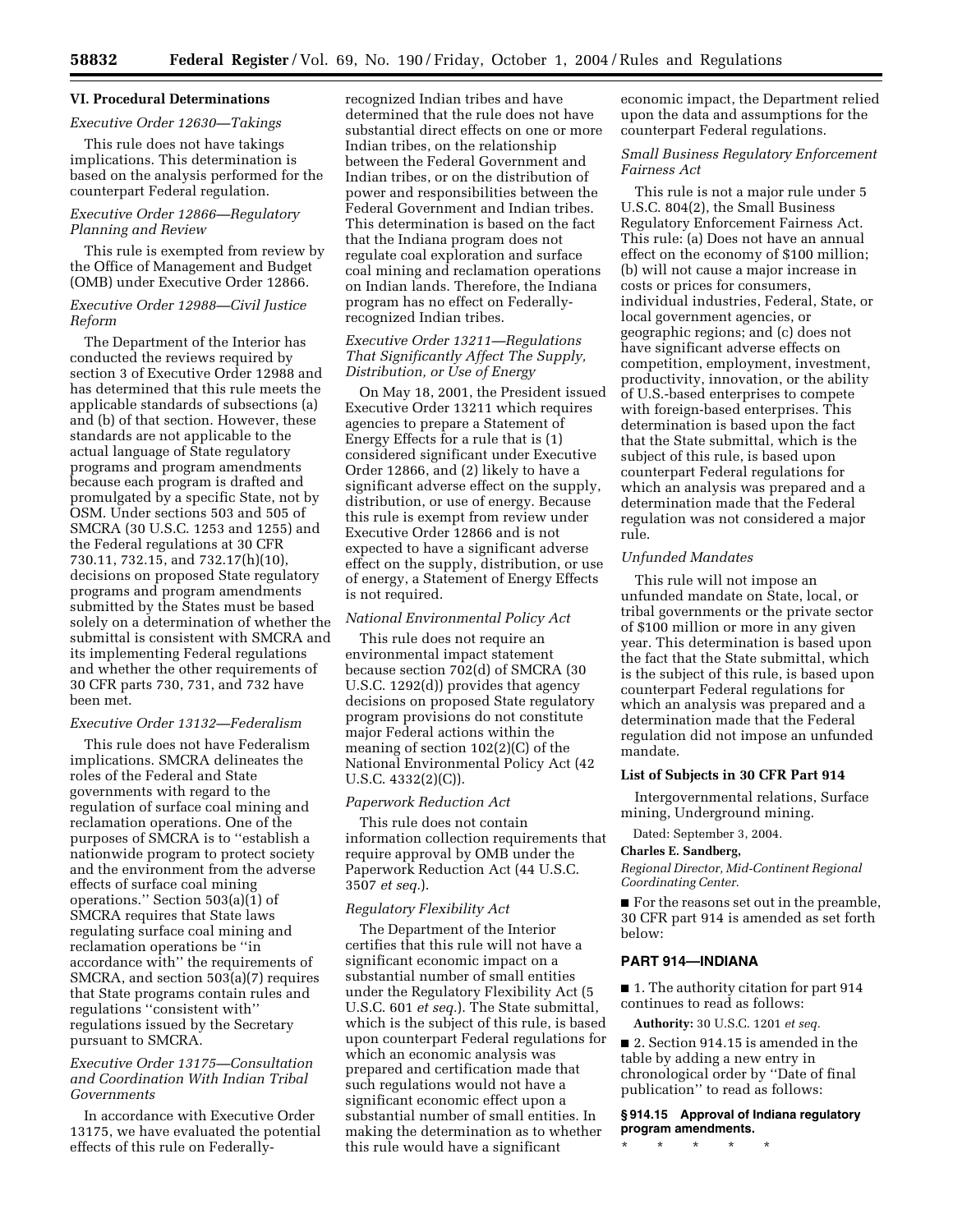## VI. Procedural Determinations

### *Executive Order 12630—Takings*

This rule does not have takings implications. This determination is based on the analysis performed for the counterpart Federal regulation.

### *Executive Order 12866—Regulatory Planning and Review*

This rule is exempted from review by the Office of Management and Budget (OMB) under Executive Order 12866.

### *Executive Order 12988—Civil Justice Reform*

The Department of the Interior has conducted the reviews required by section 3 of Executive Order 12988 and has determined that this rule meets the applicable standards of subsections (a) and (b) of that section. However, these standards are not applicable to the actual language of State regulatory programs and program amendments because each program is drafted and promulgated by a specific State, not by OSM. Under sections 503 and 505 of SMCRA (30 U.S.C. 1253 and 1255) and the Federal regulations at 30 CFR 730.11, 732.15, and 732.17(h)(10), decisions on proposed State regulatory programs and program amendments submitted by the States must be based solely on a determination of whether the submittal is consistent with SMCRA and its implementing Federal regulations and whether the other requirements of 30 CFR parts 730, 731, and 732 have been met.

### *Executive Order 13132—Federalism*

This rule does not have Federalism implications. SMCRA delineates the roles of the Federal and State governments with regard to the regulation of surface coal mining and reclamation operations. One of the purposes of SMCRA is to ''establish a nationwide program to protect society and the environment from the adverse effects of surface coal mining operations.'' Section 503(a)(1) of SMCRA requires that State laws regulating surface coal mining and reclamation operations be ''in accordance with'' the requirements of SMCRA, and section 503(a)(7) requires that State programs contain rules and regulations ''consistent with'' regulations issued by the Secretary pursuant to SMCRA.

### *Executive Order 13175—Consultation and Coordination With Indian Tribal Governments*

In accordance with Executive Order 13175, we have evaluated the potential effects of this rule on Federally-recognized Indian tribes and have determined that the rule does not have substantial direct effects on one or more Indian tribes, on the relationship between the Federal Government and Indian tribes, or on the distribution of power and responsibilities between the Federal Government and Indian tribes. This determination is based on the fact that the Indiana program does not regulate coal exploration and surface coal mining and reclamation operations on Indian lands. Therefore, the Indiana program has no effect on Federally-recognized Indian tribes.

### *Executive Order 13211—Regulations That Significantly Affect The Supply, Distribution, or Use of Energy*

On May 18, 2001, the President issued Executive Order 13211 which requires agencies to prepare a Statement of Energy Effects for a rule that is (1) considered significant under Executive Order 12866, and (2) likely to have a significant adverse effect on the supply, distribution, or use of energy. Because this rule is exempt from review under Executive Order 12866 and is not expected to have a significant adverse effect on the supply, distribution, or use of energy, a Statement of Energy Effects is not required.

### *National Environmental Policy Act*

This rule does not require an environmental impact statement because section 702(d) of SMCRA (30 U.S.C. 1292(d)) provides that agency decisions on proposed State regulatory program provisions do not constitute major Federal actions within the meaning of section 102(2)(C) of the National Environmental Policy Act (42 U.S.C. 4332(2)(C)).

### *Paperwork Reduction Act*

This rule does not contain information collection requirements that require approval by OMB under the Paperwork Reduction Act (44 U.S.C. 3507 *et seq.*).

### *Regulatory Flexibility Act*

The Department of the Interior certifies that this rule will not have a significant economic impact on a substantial number of small entities under the Regulatory Flexibility Act (5 U.S.C. 601 *et seq.*). The State submittal, which is the subject of this rule, is based upon counterpart Federal regulations for which an economic analysis was prepared and certification made that such regulations would not have a significant economic effect upon a substantial number of small entities. In making the determination as to whether this rule would have a significant economic impact, the Department relied upon the data and assumptions for the counterpart Federal regulations.

### *Small Business Regulatory Enforcement Fairness Act*

This rule is not a major rule under 5 U.S.C. 804(2), the Small Business Regulatory Enforcement Fairness Act. This rule: (a) Does not have an annual effect on the economy of $100 million; (b) will not cause a major increase in costs or prices for consumers, individual industries, Federal, State, or local government agencies, or geographic regions; and (c) does not have significant adverse effects on competition, employment, investment, productivity, innovation, or the ability of U.S.-based enterprises to compete with foreign-based enterprises. This determination is based upon the fact that the State submittal, which is the subject of this rule, is based upon counterpart Federal regulations for which an analysis was prepared and a determination made that the Federal regulation was not considered a major rule.

### *Unfunded Mandates*

This rule will not impose an unfunded mandate on State, local, or tribal governments or the private sector of $100 million or more in any given year. This determination is based upon the fact that the State submittal, which is the subject of this rule, is based upon counterpart Federal regulations for which an analysis was prepared and a determination made that the Federal regulation did not impose an unfunded mandate.

### List of Subjects in 30 CFR Part 914

Intergovernmental relations, Surface mining, Underground mining.

Dated: September 3, 2004.

**Charles E. Sandberg,**

*Regional Director, Mid-Continent Regional Coordinating Center.*

■ For the reasons set out in the preamble, 30 CFR part 914 is amended as set forth below:

## PART 914—INDIANA

■ 1. The authority citation for part 914 continues to read as follows:

**Authority:** 30 U.S.C. 1201 *et seq.*

■ 2. Section 914.15 is amended in the table by adding a new entry in chronological order by ''Date of final publication'' to read as follows:

**§ 914.15 Approval of Indiana regulatory program amendments.**

\* \* \* \* \*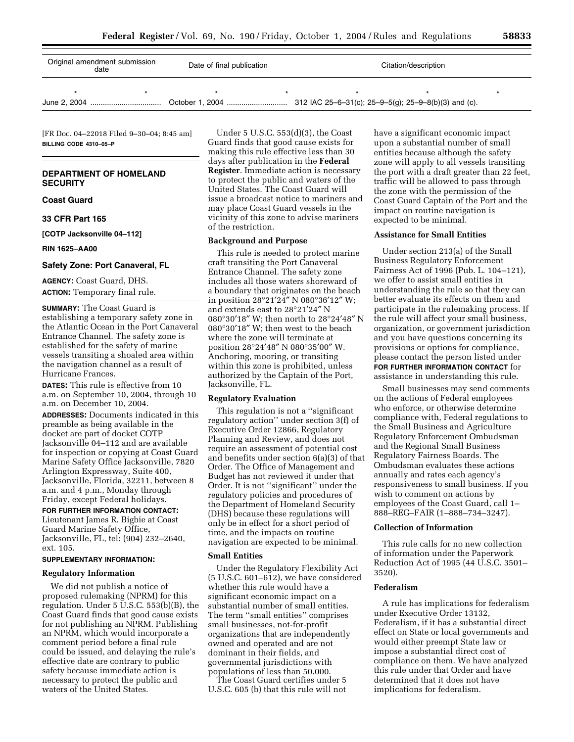| Original amendment submission date | Date of final publication | Citation/description |
| --- | --- | --- |
| * * * | * * * | * |
| June 2, 2004 | October 1, 2004 | 312 IAC 25–6–31(c); 25–9–5(g); 25–9–8(b)(3) and (c). |

[FR Doc. 04–22018 Filed 9–30–04; 8:45 am]
**BILLING CODE 4310–05–P**

## DEPARTMENT OF HOMELAND SECURITY

### Coast Guard

### 33 CFR Part 165

**[COTP Jacksonville 04–112]**

**RIN 1625–AA00**

### Safety Zone: Port Canaveral, FL

**AGENCY:** Coast Guard, DHS.

**ACTION:** Temporary final rule.

**SUMMARY:** The Coast Guard is establishing a temporary safety zone in the Atlantic Ocean in the Port Canaveral Entrance Channel. The safety zone is established for the safety of marine vessels transiting a shoaled area within the navigation channel as a result of Hurricane Frances.

**DATES:** This rule is effective from 10 a.m. on September 10, 2004, through 10 a.m. on December 10, 2004.

**ADDRESSES:** Documents indicated in this preamble as being available in the docket are part of docket COTP Jacksonville 04–112 and are available for inspection or copying at Coast Guard Marine Safety Office Jacksonville, 7820 Arlington Expressway, Suite 400, Jacksonville, Florida, 32211, between 8 a.m. and 4 p.m., Monday through Friday, except Federal holidays.

**FOR FURTHER INFORMATION CONTACT:** Lieutenant James R. Bigbie at Coast Guard Marine Safety Office, Jacksonville, FL, tel: (904) 232–2640, ext. 105.

**SUPPLEMENTARY INFORMATION:**

**Regulatory Information**

We did not publish a notice of proposed rulemaking (NPRM) for this regulation. Under 5 U.S.C. 553(b)(B), the Coast Guard finds that good cause exists for not publishing an NPRM. Publishing an NPRM, which would incorporate a comment period before a final rule could be issued, and delaying the rule's effective date are contrary to public safety because immediate action is necessary to protect the public and waters of the United States.

Under 5 U.S.C. 553(d)(3), the Coast Guard finds that good cause exists for making this rule effective less than 30 days after publication in the **Federal Register**. Immediate action is necessary to protect the public and waters of the United States. The Coast Guard will issue a broadcast notice to mariners and may place Coast Guard vessels in the vicinity of this zone to advise mariners of the restriction.

**Background and Purpose**

This rule is needed to protect marine craft transiting the Port Canaveral Entrance Channel. The safety zone includes all those waters shoreward of a boundary that originates on the beach in position 28°21′24″ N 080°36′12″ W; and extends east to 28°21′24″ N 080°30′18″ W; then north to 28°24′48″ N 080°30′18″ W; then west to the beach where the zone will terminate at position 28°24′48″ N 080°35′00″ W. Anchoring, mooring, or transiting within this zone is prohibited, unless authorized by the Captain of the Port, Jacksonville, FL.

**Regulatory Evaluation**

This regulation is not a ''significant regulatory action'' under section 3(f) of Executive Order 12866, Regulatory Planning and Review, and does not require an assessment of potential cost and benefits under section 6(a)(3) of that Order. The Office of Management and Budget has not reviewed it under that Order. It is not ''significant'' under the regulatory policies and procedures of the Department of Homeland Security (DHS) because these regulations will only be in effect for a short period of time, and the impacts on routine navigation are expected to be minimal.

**Small Entities**

Under the Regulatory Flexibility Act (5 U.S.C. 601–612), we have considered whether this rule would have a significant economic impact on a substantial number of small entities. The term ''small entities'' comprises small businesses, not-for-profit organizations that are independently owned and operated and are not dominant in their fields, and governmental jurisdictions with populations of less than 50,000.

The Coast Guard certifies under 5 U.S.C. 605 (b) that this rule will not have a significant economic impact upon a substantial number of small entities because although the safety zone will apply to all vessels transiting the port with a draft greater than 22 feet, traffic will be allowed to pass through the zone with the permission of the Coast Guard Captain of the Port and the impact on routine navigation is expected to be minimal.

**Assistance for Small Entities**

Under section 213(a) of the Small Business Regulatory Enforcement Fairness Act of 1996 (Pub. L. 104–121), we offer to assist small entities in understanding the rule so that they can better evaluate its effects on them and participate in the rulemaking process. If the rule will affect your small business, organization, or government jurisdiction and you have questions concerning its provisions or options for compliance, please contact the person listed under **FOR FURTHER INFORMATION CONTACT** for assistance in understanding this rule.

Small businesses may send comments on the actions of Federal employees who enforce, or otherwise determine compliance with, Federal regulations to the Small Business and Agriculture Regulatory Enforcement Ombudsman and the Regional Small Business Regulatory Fairness Boards. The Ombudsman evaluates these actions annually and rates each agency's responsiveness to small business. If you wish to comment on actions by employees of the Coast Guard, call 1–888–REG–FAIR (1–888–734–3247).

**Collection of Information**

This rule calls for no new collection of information under the Paperwork Reduction Act of 1995 (44 U.S.C. 3501–3520).

**Federalism**

A rule has implications for federalism under Executive Order 13132, Federalism, if it has a substantial direct effect on State or local governments and would either preempt State law or impose a substantial direct cost of compliance on them. We have analyzed this rule under that Order and have determined that it does not have implications for federalism.